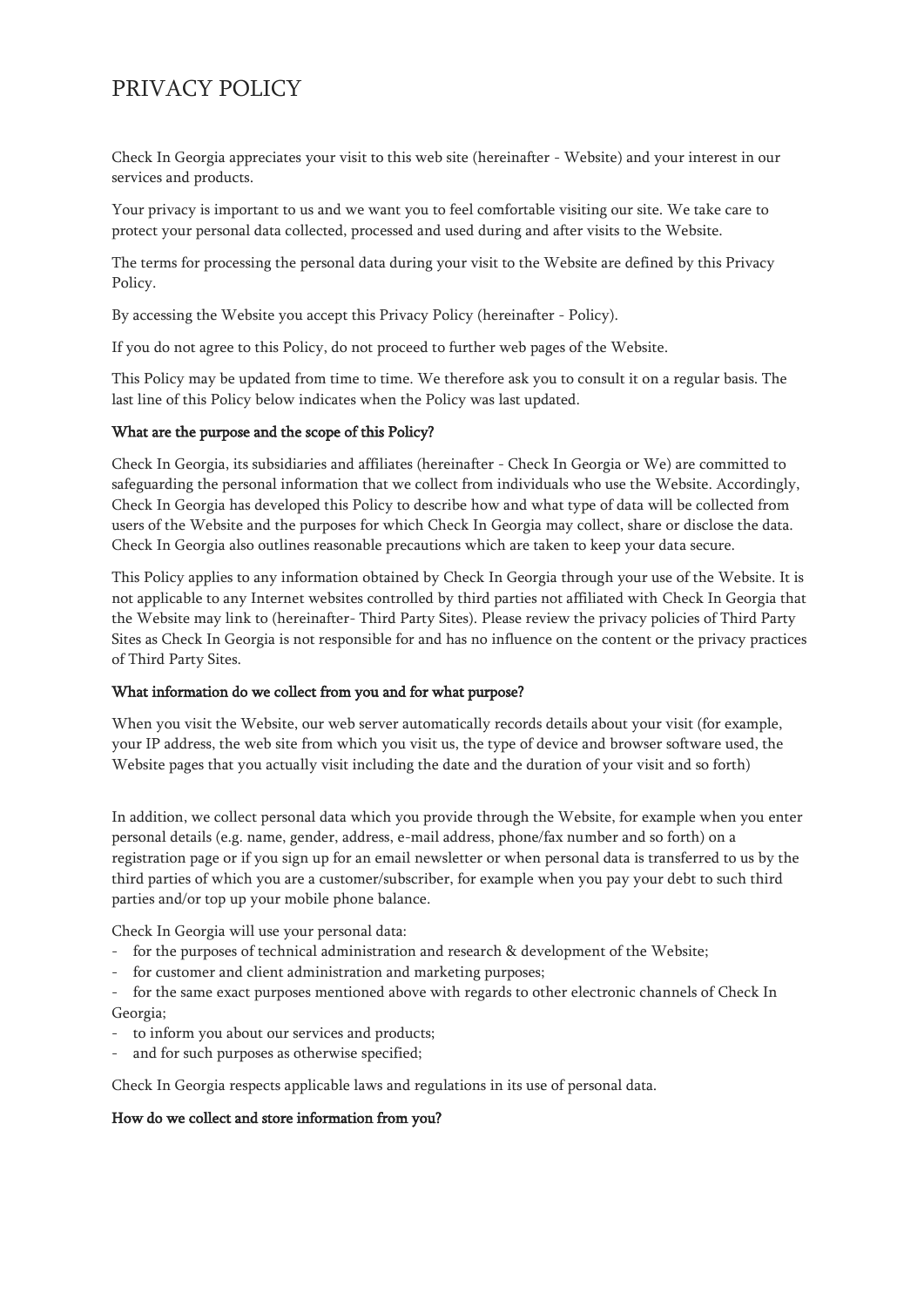# PRIVACY POLICY

Check In Georgia appreciates your visit to this web site (hereinafter - Website) and your interest in our services and products.

Your privacy is important to us and we want you to feel comfortable visiting our site. We take care to protect your personal data collected, processed and used during and after visits to the Website.

The terms for processing the personal data during your visit to the Website are defined by this Privacy Policy.

By accessing the Website you accept this Privacy Policy (hereinafter - Policy).

If you do not agree to this Policy, do not proceed to further web pages of the Website.

This Policy may be updated from time to time. We therefore ask you to consult it on a regular basis. The last line of this Policy below indicates when the Policy was last updated.

**What are the purpose and the scope of this Policy?**

Check In Georgia, its subsidiaries and affiliates (hereinafter - Check In Georgia or We) are committed to safeguarding the personal information that we collect from individuals who use the Website. Accordingly, Check In Georgia has developed this Policy to describe how and what type of data will be collected from users of the Website and the purposes for which Check In Georgia may collect, share or disclose the data. Check In Georgia also outlines reasonable precautions which are taken to keep your data secure.

This Policy applies to any information obtained by Check In Georgia through your use of the Website. It is not applicable to any Internet websites controlled by third parties not affiliated with Check In Georgia that the Website may link to (hereinafter- Third Party Sites). Please review the privacy policies of Third Party Sites as Check In Georgia is not responsible for and has no influence on the content or the privacy practices of Third Party Sites.

**What information do we collect from you and for what purpose?**

When you visit the Website, our web server automatically records details about your visit (for example, your IP address, the web site from which you visit us, the type of device and browser software used, the Website pages that you actually visit including the date and the duration of your visit and so forth)

In addition, we collect personal data which you provide through the Website, for example when you enter personal details (e.g. name, gender, address, e-mail address, phone/fax number and so forth) on a registration page or if you sign up for an email newsletter or when personal data is transferred to us by the third parties of which you are a customer/subscriber, for example when you pay your debt to such third parties and/or top up your mobile phone balance.

Check In Georgia will use your personal data:

- for the purposes of technical administration and research & development of the Website;
- for customer and client administration and marketing purposes;
- for the same exact purposes mentioned above with regards to other electronic channels of Check In Georgia;
- to inform you about our services and products;
- and for such purposes as otherwise specified;

Check In Georgia respects applicable laws and regulations in its use of personal data.

**How do we collect and store information from you?**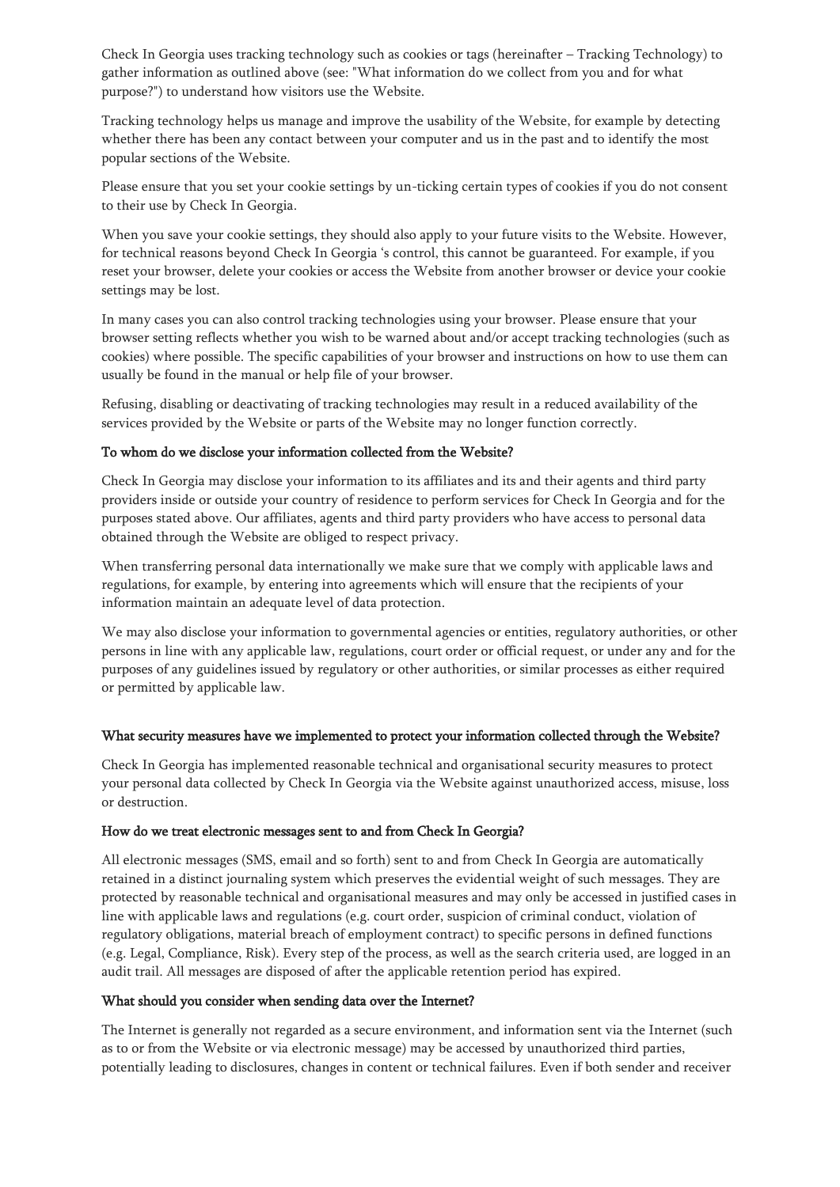Check In Georgia uses tracking technology such as cookies or tags (hereinafter – Tracking Technology) to gather information as outlined above (see: "What information do we collect from you and for what purpose?") to understand how visitors use the Website.

Tracking technology helps us manage and improve the usability of the Website, for example by detecting whether there has been any contact between your computer and us in the past and to identify the most popular sections of the Website.

Please ensure that you set your cookie settings by un-ticking certain types of cookies if you do not consent to their use by Check In Georgia.

When you save your cookie settings, they should also apply to your future visits to the Website. However, for technical reasons beyond Check In Georgia 's control, this cannot be guaranteed. For example, if you reset your browser, delete your cookies or access the Website from another browser or device your cookie settings may be lost.

In many cases you can also control tracking technologies using your browser. Please ensure that your browser setting reflects whether you wish to be warned about and/or accept tracking technologies (such as cookies) where possible. The specific capabilities of your browser and instructions on how to use them can usually be found in the manual or help file of your browser.

Refusing, disabling or deactivating of tracking technologies may result in a reduced availability of the services provided by the Website or parts of the Website may no longer function correctly.

**To whom do we disclose your information collected from the Website?**

Check In Georgia may disclose your information to its affiliates and its and their agents and third party providers inside or outside your country of residence to perform services for Check In Georgia and for the purposes stated above. Our affiliates, agents and third party providers who have access to personal data obtained through the Website are obliged to respect privacy.

When transferring personal data internationally we make sure that we comply with applicable laws and regulations, for example, by entering into agreements which will ensure that the recipients of your information maintain an adequate level of data protection.

We may also disclose your information to governmental agencies or entities, regulatory authorities, or other persons in line with any applicable law, regulations, court order or official request, or under any and for the purposes of any guidelines issued by regulatory or other authorities, or similar processes as either required or permitted by applicable law.

**What security measures have we implemented to protect your information collected through the Website?**

Check In Georgia has implemented reasonable technical and organisational security measures to protect your personal data collected by Check In Georgia via the Website against unauthorized access, misuse, loss or destruction.

**How do we treat electronic messages sent to and from Check In Georgia?**

All electronic messages (SMS, email and so forth) sent to and from Check In Georgia are automatically retained in a distinct journaling system which preserves the evidential weight of such messages. They are protected by reasonable technical and organisational measures and may only be accessed in justified cases in line with applicable laws and regulations (e.g. court order, suspicion of criminal conduct, violation of regulatory obligations, material breach of employment contract) to specific persons in defined functions (e.g. Legal, Compliance, Risk). Every step of the process, as well as the search criteria used, are logged in an audit trail. All messages are disposed of after the applicable retention period has expired.

**What should you consider when sending data over the Internet?**

The Internet is generally not regarded as a secure environment, and information sent via the Internet (such as to or from the Website or via electronic message) may be accessed by unauthorized third parties, potentially leading to disclosures, changes in content or technical failures. Even if both sender and receiver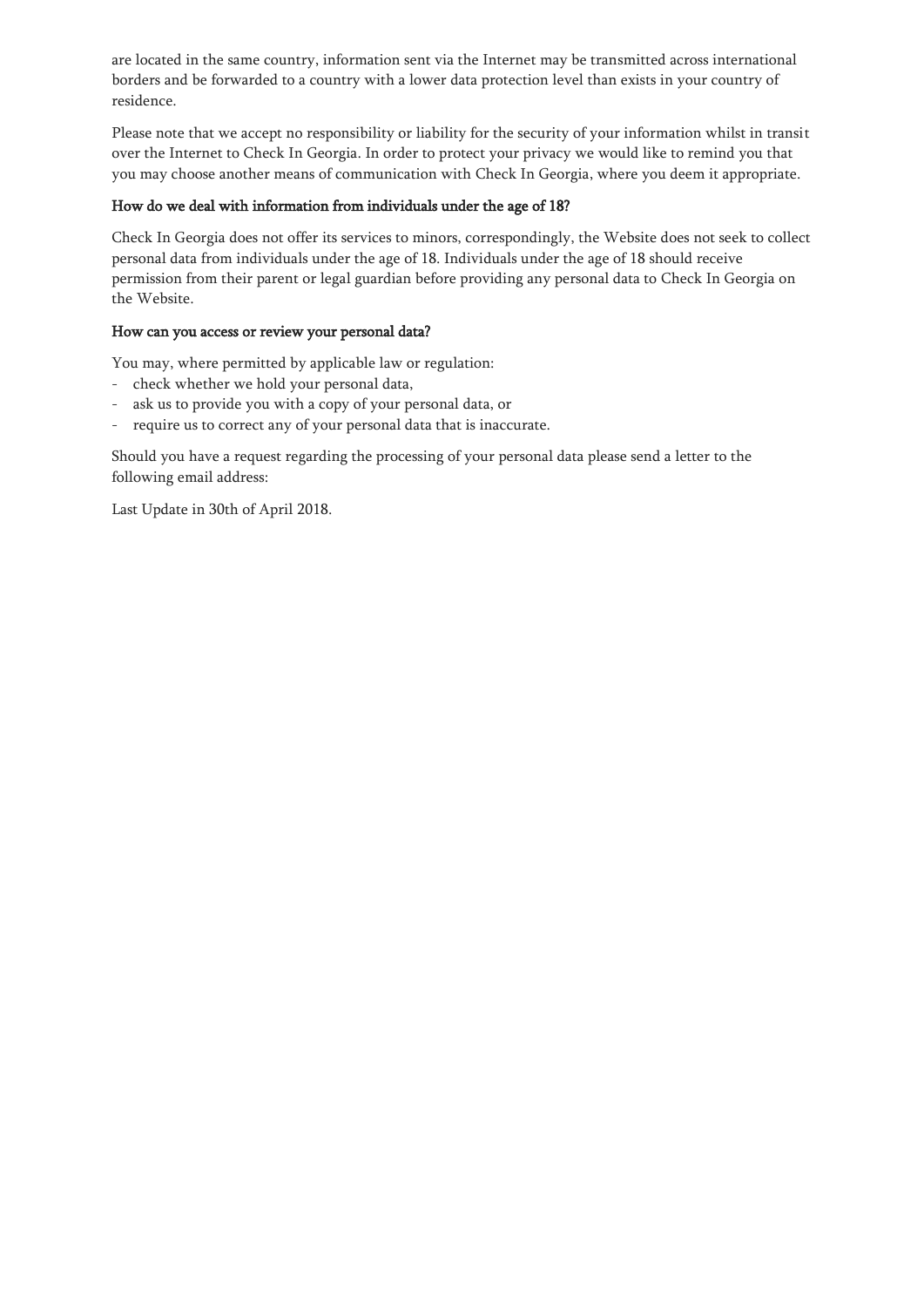are located in the same country, information sent via the Internet may be transmitted across international borders and be forwarded to a country with a lower data protection level than exists in your country of residence.

Please note that we accept no responsibility or liability for the security of your information whilst in transit over the Internet to Check In Georgia. In order to protect your privacy we would like to remind you that you may choose another means of communication with Check In Georgia, where you deem it appropriate.

**How do we deal with information from individuals under the age of 18?**

Check In Georgia does not offer its services to minors, correspondingly, the Website does not seek to collect personal data from individuals under the age of 18. Individuals under the age of 18 should receive permission from their parent or legal guardian before providing any personal data to Check In Georgia on the Website.

**How can you access or review your personal data?**

You may, where permitted by applicable law or regulation:

- check whether we hold your personal data,
- ask us to provide you with a copy of your personal data, or
- require us to correct any of your personal data that is inaccurate.

Should you have a request regarding the processing of your personal data please send a letter to the following email address:

Last Update in 30th of April 2018.